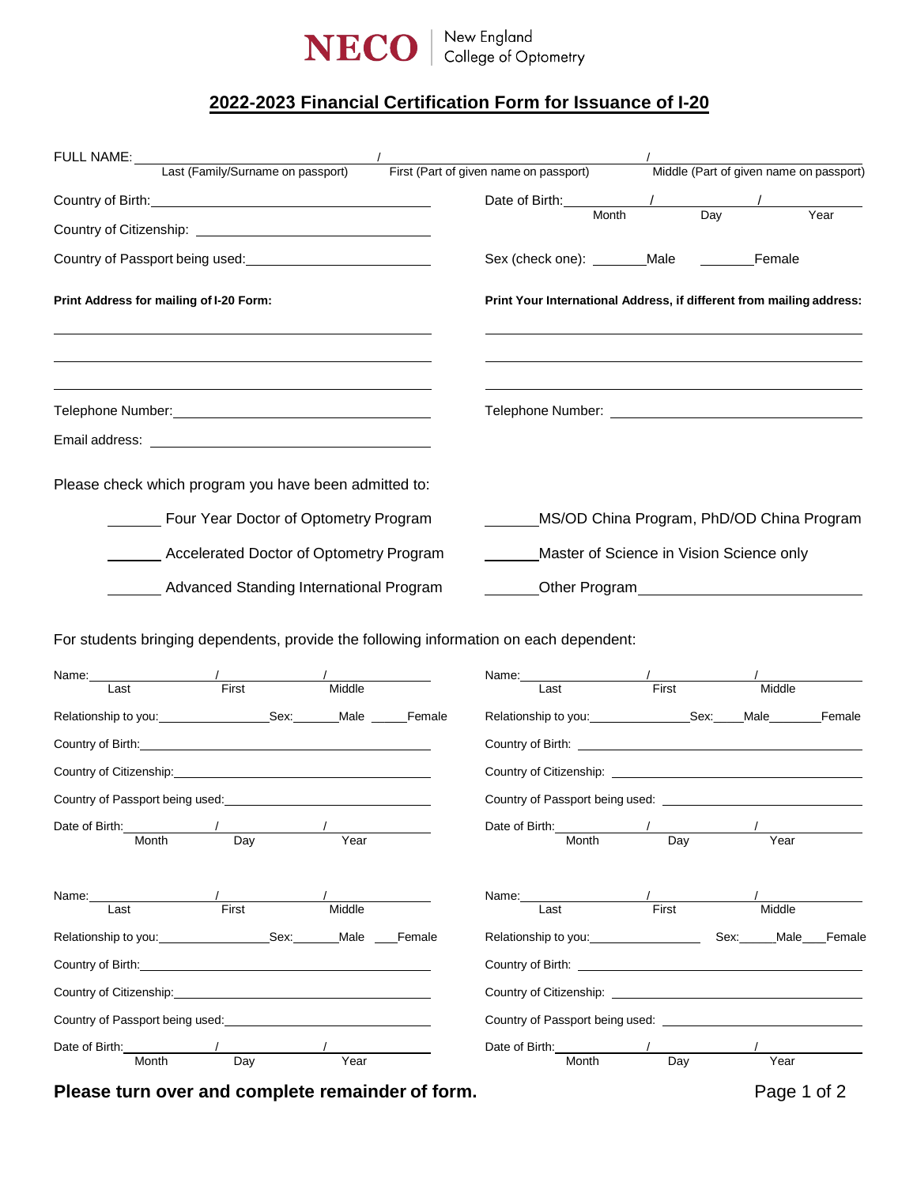**NECO** | New England College of Optometry

## 2022-2023 Financial Certification Form for Issuance of I-20

FULL NAME: ______________________ / ______________________ / ______________________
Last (Family/Surname on passport) / First (Part of given name on passport) / Middle (Part of given name on passport)

Country of Birth: ______________________

Date of Birth: ________ / ________ / ________
Month / Day / Year

Country of Citizenship: ______________________

Country of Passport being used: ______________________

Sex (check one): _______Male _______Female

**Print Address for mailing of I-20 Form:**

______________________

______________________

______________________

Telephone Number: ______________________

Email address: ______________________

**Print Your International Address, if different from mailing address:**

______________________

______________________

______________________

Telephone Number: ______________________

Please check which program you have been admitted to:

- ______ Four Year Doctor of Optometry Program
- ______ Accelerated Doctor of Optometry Program
- ______ Advanced Standing International Program
- ______ MS/OD China Program, PhD/OD China Program
- ______ Master of Science in Vision Science only
- ______ Other Program ______________________

For students bringing dependents, provide the following information on each dependent:

Name: ________ / ________ / ________
Last / First / Middle

Relationship to you: ____________ Sex: _____Male _____Female

Country of Birth: ______________________

Country of Citizenship: ______________________

Country of Passport being used: ______________________

Date of Birth: ________ / ________ / ________
Month / Day / Year

Name: ________ / ________ / ________
Last / First / Middle

Relationship to you: ____________ Sex: ____Male _______Female

Country of Birth: ______________________

Country of Citizenship: ______________________

Country of Passport being used: ______________________

Date of Birth: ________ / ________ / ________
Month / Day / Year

Name: ________ / ________ / ________
Last / First / Middle

Relationship to you: ____________ Sex: _____Male ____Female

Country of Birth: ______________________

Country of Citizenship: ______________________

Country of Passport being used: ______________________

Date of Birth: ________ / ________ / ________
Month / Day / Year

Name: ________ / ________ / ________
Last / First / Middle

Relationship to you: ____________ Sex: _____Male ___Female

Country of Birth: ______________________

Country of Citizenship: ______________________

Country of Passport being used: ______________________

Date of Birth: ________ / ________ / ________
Month / Day / Year

**Please turn over and complete remainder of form.**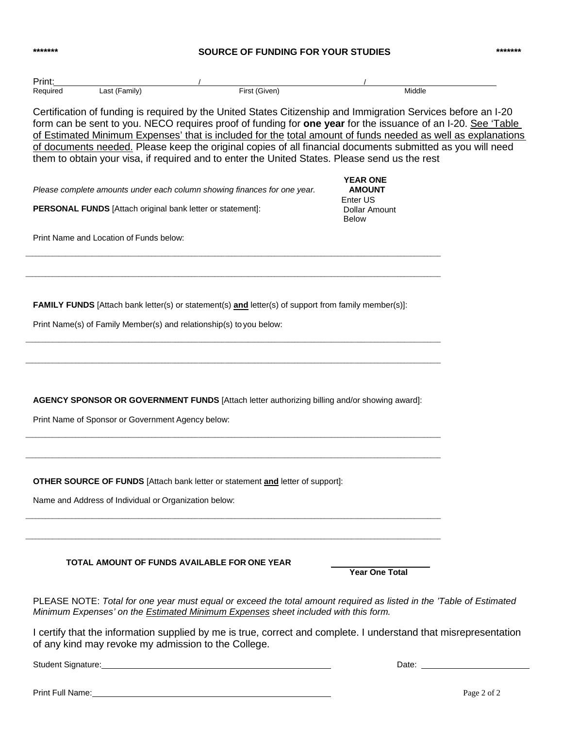\*\*\*\*\*\*\* **SOURCE OF FUNDING FOR YOUR STUDIES** \*\*\*\*\*\*\*

Print: \_\_\_\_\_\_\_\_\_\_\_\_\_\_\_\_\_\_\_\_ / \_\_\_\_\_\_\_\_\_\_\_\_\_\_\_\_\_\_\_\_ / \_\_\_\_\_\_\_\_\_\_\_\_\_\_\_\_\_\_\_\_

Required Last (Family) First (Given) Middle

Certification of funding is required by the United States Citizenship and Immigration Services before an I-20 form can be sent to you. NECO requires proof of funding for **one year** for the issuance of an I-20. <u>See 'Table of Estimated Minimum Expenses' that is included for the total amount of funds needed as well as explanations of documents needed.</u> Please keep the original copies of all financial documents submitted as you will need them to obtain your visa, if required and to enter the United States. Please send us the rest

*Please complete amounts under each column showing finances for one year.*

**YEAR ONE AMOUNT**
Enter US Dollar Amount Below

**PERSONAL FUNDS** [Attach original bank letter or statement]:

Print Name and Location of Funds below:

\_\_\_\_\_\_\_\_\_\_\_\_\_\_\_\_\_\_\_\_\_\_\_\_\_\_\_\_\_\_\_\_\_\_\_\_\_\_\_\_\_\_\_\_\_\_\_\_\_\_\_\_\_\_\_\_\_\_\_\_\_\_\_\_\_\_\_\_\_\_\_\_

\_\_\_\_\_\_\_\_\_\_\_\_\_\_\_\_\_\_\_\_\_\_\_\_\_\_\_\_\_\_\_\_\_\_\_\_\_\_\_\_\_\_\_\_\_\_\_\_\_\_\_\_\_\_\_\_\_\_\_\_\_\_\_\_\_\_\_\_\_\_\_\_

**FAMILY FUNDS** [Attach bank letter(s) or statement(s) **<u>and</u>** letter(s) of support from family member(s)]:

Print Name(s) of Family Member(s) and relationship(s) to you below:

\_\_\_\_\_\_\_\_\_\_\_\_\_\_\_\_\_\_\_\_\_\_\_\_\_\_\_\_\_\_\_\_\_\_\_\_\_\_\_\_\_\_\_\_\_\_\_\_\_\_\_\_\_\_\_\_\_\_\_\_\_\_\_\_\_\_\_\_\_\_\_\_

\_\_\_\_\_\_\_\_\_\_\_\_\_\_\_\_\_\_\_\_\_\_\_\_\_\_\_\_\_\_\_\_\_\_\_\_\_\_\_\_\_\_\_\_\_\_\_\_\_\_\_\_\_\_\_\_\_\_\_\_\_\_\_\_\_\_\_\_\_\_\_\_

**AGENCY SPONSOR OR GOVERNMENT FUNDS** [Attach letter authorizing billing and/or showing award]:

Print Name of Sponsor or Government Agency below:

\_\_\_\_\_\_\_\_\_\_\_\_\_\_\_\_\_\_\_\_\_\_\_\_\_\_\_\_\_\_\_\_\_\_\_\_\_\_\_\_\_\_\_\_\_\_\_\_\_\_\_\_\_\_\_\_\_\_\_\_\_\_\_\_\_\_\_\_\_\_\_\_

\_\_\_\_\_\_\_\_\_\_\_\_\_\_\_\_\_\_\_\_\_\_\_\_\_\_\_\_\_\_\_\_\_\_\_\_\_\_\_\_\_\_\_\_\_\_\_\_\_\_\_\_\_\_\_\_\_\_\_\_\_\_\_\_\_\_\_\_\_\_\_\_

**OTHER SOURCE OF FUNDS** [Attach bank letter or statement **<u>and</u>** letter of support]:

Name and Address of Individual or Organization below:

\_\_\_\_\_\_\_\_\_\_\_\_\_\_\_\_\_\_\_\_\_\_\_\_\_\_\_\_\_\_\_\_\_\_\_\_\_\_\_\_\_\_\_\_\_\_\_\_\_\_\_\_\_\_\_\_\_\_\_\_\_\_\_\_\_\_\_\_\_\_\_\_

\_\_\_\_\_\_\_\_\_\_\_\_\_\_\_\_\_\_\_\_\_\_\_\_\_\_\_\_\_\_\_\_\_\_\_\_\_\_\_\_\_\_\_\_\_\_\_\_\_\_\_\_\_\_\_\_\_\_\_\_\_\_\_\_\_\_\_\_\_\_\_\_

**TOTAL AMOUNT OF FUNDS AVAILABLE FOR ONE YEAR** \_\_\_\_\_\_\_\_\_\_\_\_\_\_\_\_\_\_\_\_

**Year One Total**

PLEASE NOTE: *Total for one year must equal or exceed the total amount required as listed in the 'Table of Estimated Minimum Expenses' on the <u>Estimated Minimum Expenses</u> sheet included with this form.*

I certify that the information supplied by me is true, correct and complete. I understand that misrepresentation of any kind may revoke my admission to the College.

Student Signature: \_\_\_\_\_\_\_\_\_\_\_\_\_\_\_\_\_\_\_\_\_\_\_\_\_\_\_\_\_\_\_\_\_\_\_\_\_\_\_\_ Date: \_\_\_\_\_\_\_\_\_\_\_\_\_\_\_\_\_\_\_\_

Print Full Name: \_\_\_\_\_\_\_\_\_\_\_\_\_\_\_\_\_\_\_\_\_\_\_\_\_\_\_\_\_\_\_\_\_\_\_\_\_\_\_\_